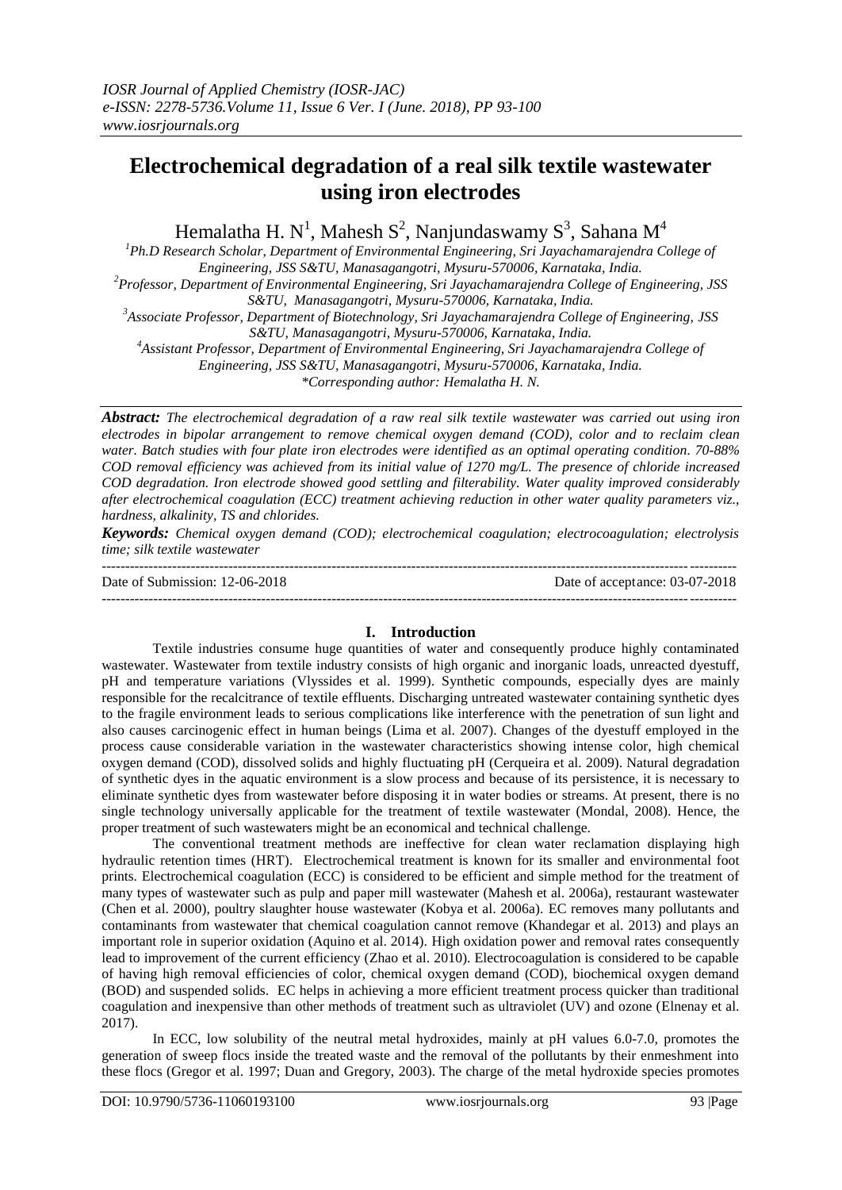# Electrochemical degradation of a real silk textile wastewater using iron electrodes

Hemalatha H. N[1], Mahesh S[2], Nanjundaswamy S[3], Sahana M[4]

[1]*Ph.D Research Scholar, Department of Environmental Engineering, Sri Jayachamarajendra College of Engineering, JSS S&TU, Manasagangotri, Mysuru-570006, Karnataka, India.*
[2]*Professor, Department of Environmental Engineering, Sri Jayachamarajendra College of Engineering, JSS S&TU, Manasagangotri, Mysuru-570006, Karnataka, India.*
[3]*Associate Professor, Department of Biotechnology, Sri Jayachamarajendra College of Engineering, JSS S&TU, Manasagangotri, Mysuru-570006, Karnataka, India.*
[4]*Assistant Professor, Department of Environmental Engineering, Sri Jayachamarajendra College of Engineering, JSS S&TU, Manasagangotri, Mysuru-570006, Karnataka, India.*
*\*Corresponding author: Hemalatha H. N.*

***Abstract:*** *The electrochemical degradation of a raw real silk textile wastewater was carried out using iron electrodes in bipolar arrangement to remove chemical oxygen demand (COD), color and to reclaim clean water. Batch studies with four plate iron electrodes were identified as an optimal operating condition. 70-88% COD removal efficiency was achieved from its initial value of 1270 mg/L. The presence of chloride increased COD degradation. Iron electrode showed good settling and filterability. Water quality improved considerably after electrochemical coagulation (ECC) treatment achieving reduction in other water quality parameters viz., hardness, alkalinity, TS and chlorides.*

***Keywords:*** *Chemical oxygen demand (COD); electrochemical coagulation; electrocoagulation; electrolysis time; silk textile wastewater*

---

Date of Submission: 12-06-2018 | Date of acceptance: 03-07-2018

---

## I. Introduction

Textile industries consume huge quantities of water and consequently produce highly contaminated wastewater. Wastewater from textile industry consists of high organic and inorganic loads, unreacted dyestuff, pH and temperature variations (Vlyssides et al. 1999). Synthetic compounds, especially dyes are mainly responsible for the recalcitrance of textile effluents. Discharging untreated wastewater containing synthetic dyes to the fragile environment leads to serious complications like interference with the penetration of sun light and also causes carcinogenic effect in human beings (Lima et al. 2007). Changes of the dyestuff employed in the process cause considerable variation in the wastewater characteristics showing intense color, high chemical oxygen demand (COD), dissolved solids and highly fluctuating pH (Cerqueira et al. 2009). Natural degradation of synthetic dyes in the aquatic environment is a slow process and because of its persistence, it is necessary to eliminate synthetic dyes from wastewater before disposing it in water bodies or streams. At present, there is no single technology universally applicable for the treatment of textile wastewater (Mondal, 2008). Hence, the proper treatment of such wastewaters might be an economical and technical challenge.

The conventional treatment methods are ineffective for clean water reclamation displaying high hydraulic retention times (HRT). Electrochemical treatment is known for its smaller and environmental foot prints. Electrochemical coagulation (ECC) is considered to be efficient and simple method for the treatment of many types of wastewater such as pulp and paper mill wastewater (Mahesh et al. 2006a), restaurant wastewater (Chen et al. 2000), poultry slaughter house wastewater (Kobya et al. 2006a). EC removes many pollutants and contaminants from wastewater that chemical coagulation cannot remove (Khandegar et al. 2013) and plays an important role in superior oxidation (Aquino et al. 2014). High oxidation power and removal rates consequently lead to improvement of the current efficiency (Zhao et al. 2010). Electrocoagulation is considered to be capable of having high removal efficiencies of color, chemical oxygen demand (COD), biochemical oxygen demand (BOD) and suspended solids. EC helps in achieving a more efficient treatment process quicker than traditional coagulation and inexpensive than other methods of treatment such as ultraviolet (UV) and ozone (Elnenay et al. 2017).

In ECC, low solubility of the neutral metal hydroxides, mainly at pH values 6.0-7.0, promotes the generation of sweep flocs inside the treated waste and the removal of the pollutants by their enmeshment into these flocs (Gregor et al. 1997; Duan and Gregory, 2003). The charge of the metal hydroxide species promotes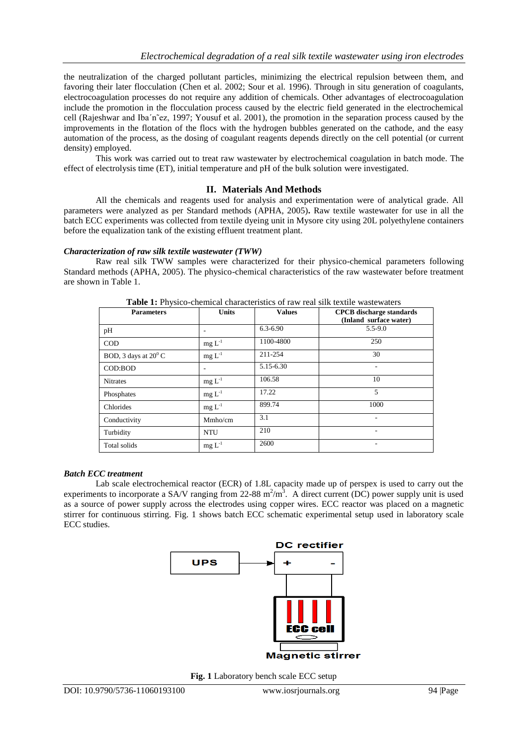the neutralization of the charged pollutant particles, minimizing the electrical repulsion between them, and favoring their later flocculation (Chen et al. 2002; Sour et al. 1996). Through in situ generation of coagulants, electrocoagulation processes do not require any addition of chemicals. Other advantages of electrocoagulation include the promotion in the flocculation process caused by the electric field generated in the electrochemical cell (Rajeshwar and Iba´n˜ez, 1997; Yousuf et al. 2001), the promotion in the separation process caused by the improvements in the flotation of the flocs with the hydrogen bubbles generated on the cathode, and the easy automation of the process, as the dosing of coagulant reagents depends directly on the cell potential (or current density) employed.

This work was carried out to treat raw wastewater by electrochemical coagulation in batch mode. The effect of electrolysis time (ET), initial temperature and pH of the bulk solution were investigated.

## II. Materials And Methods

All the chemicals and reagents used for analysis and experimentation were of analytical grade. All parameters were analyzed as per Standard methods (APHA, 2005). Raw textile wastewater for use in all the batch ECC experiments was collected from textile dyeing unit in Mysore city using 20L polyethylene containers before the equalization tank of the existing effluent treatment plant.

### *Characterization of raw silk textile wastewater (TWW)*

Raw real silk TWW samples were characterized for their physico-chemical parameters following Standard methods (APHA, 2005). The physico-chemical characteristics of the raw wastewater before treatment are shown in Table 1.

**Table 1:** Physico-chemical characteristics of raw real silk textile wastewaters

| Parameters | Units | Values | CPCB discharge standards (Inland surface water) |
|---|---|---|---|
| pH | - | 6.3-6.90 | 5.5-9.0 |
| COD | mg $L^{-1}$ | 1100-4800 | 250 |
| BOD, 3 days at $20^0$ C | mg $L^{-1}$ | 211-254 | 30 |
| COD:BOD | - | 5.15-6.30 | - |
| Nitrates | mg $L^{-1}$ | 106.58 | 10 |
| Phosphates | mg $L^{-1}$ | 17.22 | 5 |
| Chlorides | mg $L^{-1}$ | 899.74 | 1000 |
| Conductivity | Mmho/cm | 3.1 | - |
| Turbidity | NTU | 210 | - |
| Total solids | mg $L^{-1}$ | 2600 | - |

### *Batch ECC treatment*

Lab scale electrochemical reactor (ECR) of 1.8L capacity made up of perspex is used to carry out the experiments to incorporate a SA/V ranging from 22-88 $m^2/m^3$. A direct current (DC) power supply unit is used as a source of power supply across the electrodes using copper wires. ECC reactor was placed on a magnetic stirrer for continuous stirring. Fig. 1 shows batch ECC schematic experimental setup used in laboratory scale ECC studies.

UPS → DC rectifier (+ -) → ECC cell — Magnetic stirrer

**Fig. 1** Laboratory bench scale ECC setup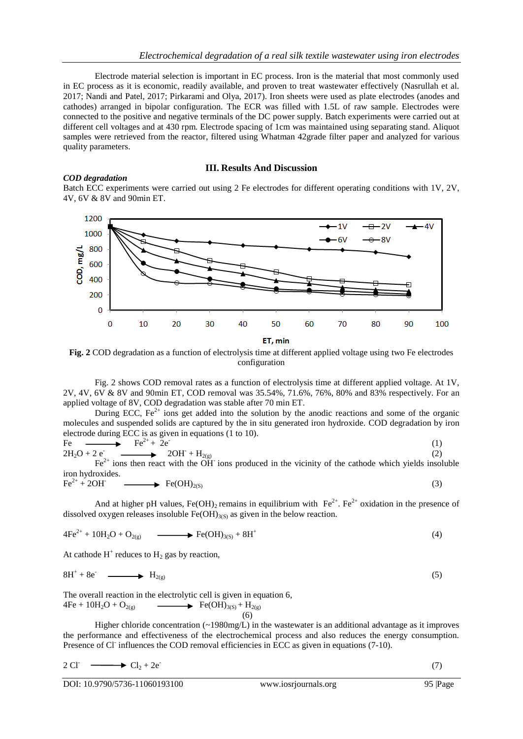Electrode material selection is important in EC process. Iron is the material that most commonly used in EC process as it is economic, readily available, and proven to treat wastewater effectively (Nasrullah et al. 2017; Nandi and Patel, 2017; Pirkarami and Olya, 2017). Iron sheets were used as plate electrodes (anodes and cathodes) arranged in bipolar configuration. The ECR was filled with 1.5L of raw sample. Electrodes were connected to the positive and negative terminals of the DC power supply. Batch experiments were carried out at different cell voltages and at 430 rpm. Electrode spacing of 1cm was maintained using separating stand. Aliquot samples were retrieved from the reactor, filtered using Whatman 42grade filter paper and analyzed for various quality parameters.

## III. Results And Discussion

### *COD degradation*

Batch ECC experiments were carried out using 2 Fe electrodes for different operating conditions with 1V, 2V, 4V, 6V & 8V and 90min ET.

**Fig. 2** COD degradation as a function of electrolysis time at different applied voltage using two Fe electrodes configuration

Fig. 2 shows COD removal rates as a function of electrolysis time at different applied voltage. At 1V, 2V, 4V, 6V & 8V and 90min ET, COD removal was 35.54%, 71.6%, 76%, 80% and 83% respectively. For an applied voltage of 8V, COD degradation was stable after 70 min ET.

During ECC, $Fe^{2+}$ ions get added into the solution by the anodic reactions and some of the organic molecules and suspended solids are captured by the in situ generated iron hydroxide. COD degradation by iron electrode during ECC is as given in equations (1 to 10).

$$Fe \longrightarrow Fe^{2+} + 2e^- \quad (1)$$

$$2H_2O + 2e^- \longrightarrow 2OH^- + H_{2(g)} \quad (2)$$

$Fe^{2+}$ ions then react with the $OH^-$ ions produced in the vicinity of the cathode which yields insoluble iron hydroxides.

$$Fe^{2+} + 2OH^- \longrightarrow Fe(OH)_{2(S)} \quad (3)$$

And at higher pH values, $Fe(OH)_2$ remains in equilibrium with $Fe^{2+}$. $Fe^{2+}$ oxidation in the presence of dissolved oxygen releases insoluble $Fe(OH)_{3(S)}$ as given in the below reaction.

$$4Fe^{2+} + 10H_2O + O_{2(g)} \longrightarrow Fe(OH)_{3(S)} + 8H^+ \quad (4)$$

At cathode $H^+$ reduces to $H_2$ gas by reaction,

$$8H^+ + 8e^- \longrightarrow H_{2(g)} \quad (5)$$

The overall reaction in the electrolytic cell is given in equation 6,

$$4Fe + 10H_2O + O_{2(g)} \longrightarrow Fe(OH)_{3(S)} + H_{2(g)} \quad (6)$$

Higher chloride concentration (~1980mg/L) in the wastewater is an additional advantage as it improves the performance and effectiveness of the electrochemical process and also reduces the energy consumption. Presence of $Cl^-$ influences the COD removal efficiencies in ECC as given in equations (7-10).

$$2Cl^- \longrightarrow Cl_2 + 2e^- \quad (7)$$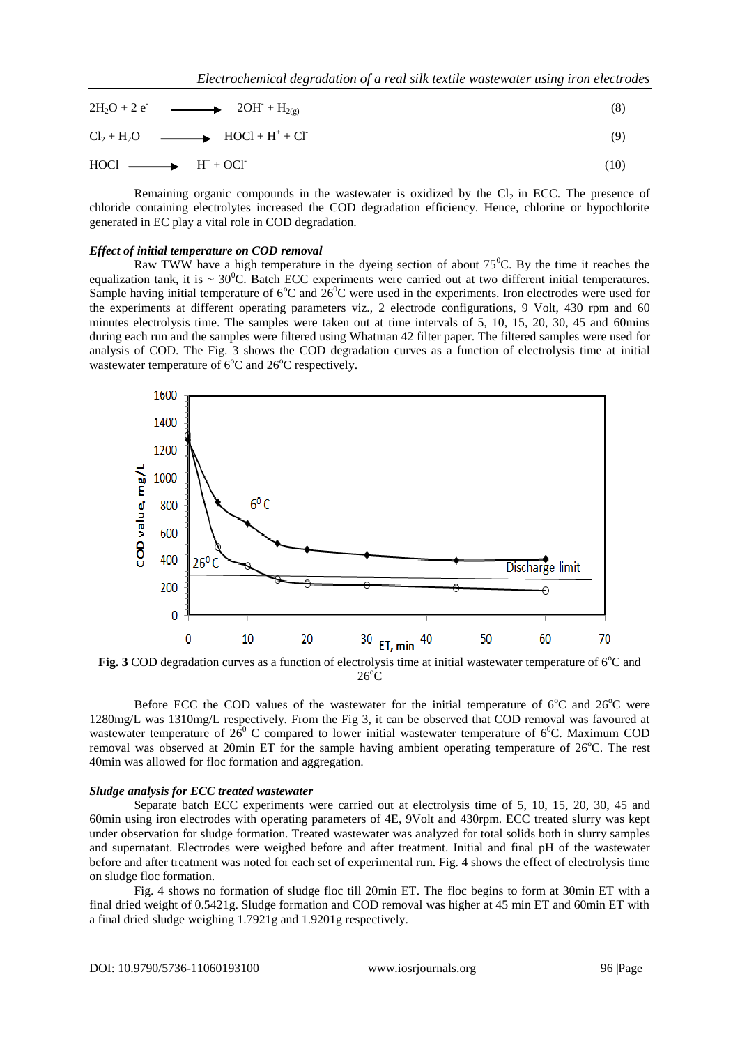$$2H_2O + 2e^- \longrightarrow 2OH^- + H_{2(g)} \qquad (8)$$

$$Cl_2 + H_2O \longrightarrow HOCl + H^+ + Cl^- \qquad (9)$$

$$HOCl \longrightarrow H^+ + OCl^- \qquad (10)$$

Remaining organic compounds in the wastewater is oxidized by the $Cl_2$ in ECC. The presence of chloride containing electrolytes increased the COD degradation efficiency. Hence, chlorine or hypochlorite generated in EC play a vital role in COD degradation.

### *Effect of initial temperature on COD removal*

Raw TWW have a high temperature in the dyeing section of about $75^0$C. By the time it reaches the equalization tank, it is ~ $30^0$C. Batch ECC experiments were carried out at two different initial temperatures. Sample having initial temperature of $6^o$C and $26^0$C were used in the experiments. Iron electrodes were used for the experiments at different operating parameters viz., 2 electrode configurations, 9 Volt, 430 rpm and 60 minutes electrolysis time. The samples were taken out at time intervals of 5, 10, 15, 20, 30, 45 and 60mins during each run and the samples were filtered using Whatman 42 filter paper. The filtered samples were used for analysis of COD. The Fig. 3 shows the COD degradation curves as a function of electrolysis time at initial wastewater temperature of $6^o$C and $26^o$C respectively.

**Fig. 3** COD degradation curves as a function of electrolysis time at initial wastewater temperature of $6^o$C and $26^o$C

Before ECC the COD values of the wastewater for the initial temperature of $6^o$C and $26^o$C were 1280mg/L was 1310mg/L respectively. From the Fig 3, it can be observed that COD removal was favoured at wastewater temperature of $26^0$ C compared to lower initial wastewater temperature of $6^0$C. Maximum COD removal was observed at 20min ET for the sample having ambient operating temperature of $26^o$C. The rest 40min was allowed for floc formation and aggregation.

### *Sludge analysis for ECC treated wastewater*

Separate batch ECC experiments were carried out at electrolysis time of 5, 10, 15, 20, 30, 45 and 60min using iron electrodes with operating parameters of 4E, 9Volt and 430rpm. ECC treated slurry was kept under observation for sludge formation. Treated wastewater was analyzed for total solids both in slurry samples and supernatant. Electrodes were weighed before and after treatment. Initial and final pH of the wastewater before and after treatment was noted for each set of experimental run. Fig. 4 shows the effect of electrolysis time on sludge floc formation.

Fig. 4 shows no formation of sludge floc till 20min ET. The floc begins to form at 30min ET with a final dried weight of 0.5421g. Sludge formation and COD removal was higher at 45 min ET and 60min ET with a final dried sludge weighing 1.7921g and 1.9201g respectively.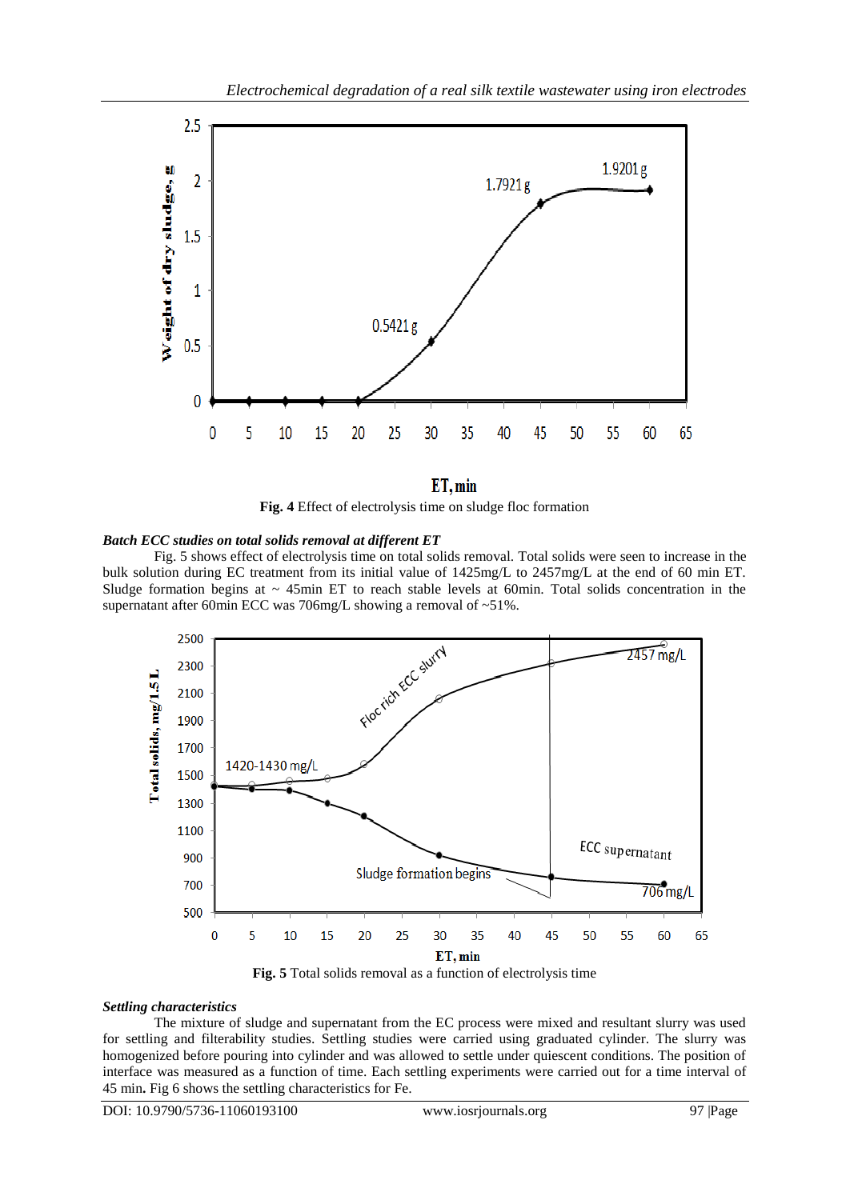**Fig. 4** Effect of electrolysis time on sludge floc formation

***Batch ECC studies on total solids removal at different ET***

Fig. 5 shows effect of electrolysis time on total solids removal. Total solids were seen to increase in the bulk solution during EC treatment from its initial value of 1425mg/L to 2457mg/L at the end of 60 min ET. Sludge formation begins at ~ 45min ET to reach stable levels at 60min. Total solids concentration in the supernatant after 60min ECC was 706mg/L showing a removal of ~51%.

**Fig. 5** Total solids removal as a function of electrolysis time

***Settling characteristics***

The mixture of sludge and supernatant from the EC process were mixed and resultant slurry was used for settling and filterability studies. Settling studies were carried using graduated cylinder. The slurry was homogenized before pouring into cylinder and was allowed to settle under quiescent conditions. The position of interface was measured as a function of time. Each settling experiments were carried out for a time interval of 45 min**.** Fig 6 shows the settling characteristics for Fe.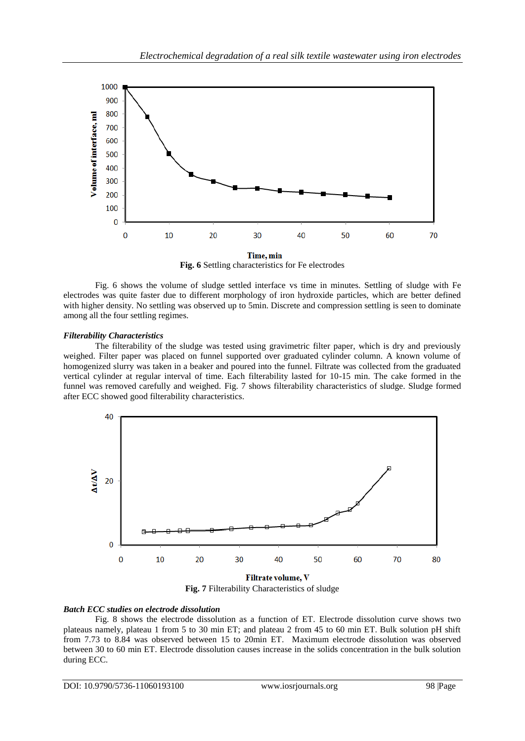Time, min

**Fig. 6** Settling characteristics for Fe electrodes

Fig. 6 shows the volume of sludge settled interface vs time in minutes. Settling of sludge with Fe electrodes was quite faster due to different morphology of iron hydroxide particles, which are better defined with higher density. No settling was observed up to 5min. Discrete and compression settling is seen to dominate among all the four settling regimes.

***Filterability Characteristics***

The filterability of the sludge was tested using gravimetric filter paper, which is dry and previously weighed. Filter paper was placed on funnel supported over graduated cylinder column. A known volume of homogenized slurry was taken in a beaker and poured into the funnel. Filtrate was collected from the graduated vertical cylinder at regular interval of time. Each filterability lasted for 10-15 min. The cake formed in the funnel was removed carefully and weighed. Fig. 7 shows filterability characteristics of sludge. Sludge formed after ECC showed good filterability characteristics.

Filtrate volume, V

**Fig. 7** Filterability Characteristics of sludge

***Batch ECC studies on electrode dissolution***

Fig. 8 shows the electrode dissolution as a function of ET. Electrode dissolution curve shows two plateaus namely, plateau 1 from 5 to 30 min ET; and plateau 2 from 45 to 60 min ET. Bulk solution pH shift from 7.73 to 8.84 was observed between 15 to 20min ET. Maximum electrode dissolution was observed between 30 to 60 min ET. Electrode dissolution causes increase in the solids concentration in the bulk solution during ECC.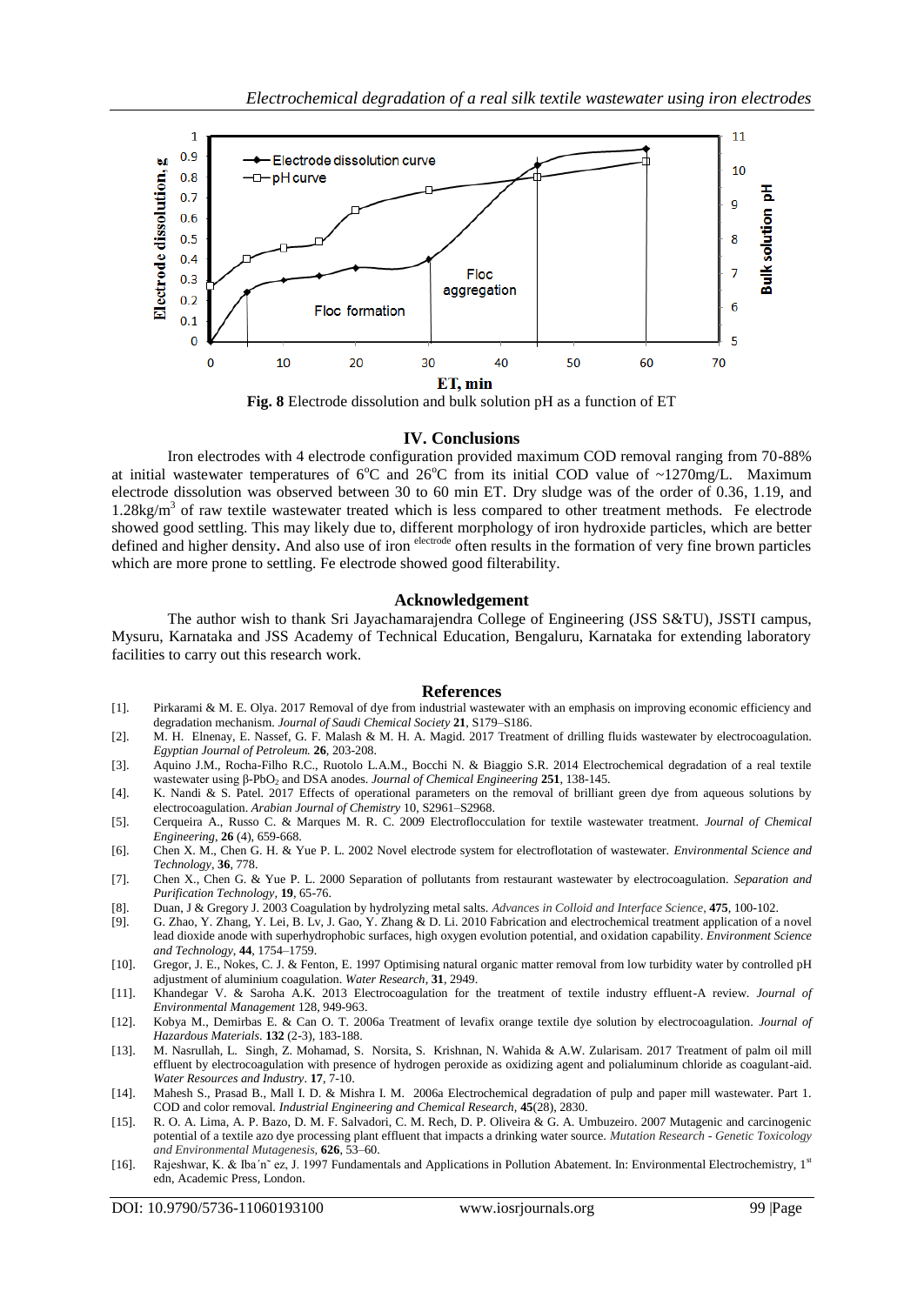**Fig. 8** Electrode dissolution and bulk solution pH as a function of ET

## IV. Conclusions

Iron electrodes with 4 electrode configuration provided maximum COD removal ranging from 70-88% at initial wastewater temperatures of 6°C and 26°C from its initial COD value of ~1270mg/L. Maximum electrode dissolution was observed between 30 to 60 min ET. Dry sludge was of the order of 0.36, 1.19, and 1.28kg/m$^3$ of raw textile wastewater treated which is less compared to other treatment methods. Fe electrode showed good settling. This may likely due to, different morphology of iron hydroxide particles, which are better defined and higher density. And also use of iron $^{electrode}$ often results in the formation of very fine brown particles which are more prone to settling. Fe electrode showed good filterability.

## Acknowledgement

The author wish to thank Sri Jayachamarajendra College of Engineering (JSS S&TU), JSSTI campus, Mysuru, Karnataka and JSS Academy of Technical Education, Bengaluru, Karnataka for extending laboratory facilities to carry out this research work.

## References

[1]. Pirkarami & M. E. Olya. 2017 Removal of dye from industrial wastewater with an emphasis on improving economic efficiency and degradation mechanism. *Journal of Saudi Chemical Society* **21**, S179–S186.

[2]. M. H. Elnenay, E. Nassef, G. F. Malash & M. H. A. Magid. 2017 Treatment of drilling fluids wastewater by electrocoagulation. *Egyptian Journal of Petroleum.* **26**, 203-208.

[3]. Aquino J.M., Rocha-Filho R.C., Ruotolo L.A.M., Bocchi N. & Biaggio S.R. 2014 Electrochemical degradation of a real textile wastewater using β-$PbO_2$ and DSA anodes. *Journal of Chemical Engineering* **251**, 138-145.

[4]. K. Nandi & S. Patel. 2017 Effects of operational parameters on the removal of brilliant green dye from aqueous solutions by electrocoagulation. *Arabian Journal of Chemistry* 10, S2961–S2968.

[5]. Cerqueira A., Russo C. & Marques M. R. C. 2009 Electroflocculation for textile wastewater treatment. *Journal of Chemical Engineering*, **26** (4), 659-668.

[6]. Chen X. M., Chen G. H. & Yue P. L. 2002 Novel electrode system for electroflotation of wastewater. *Environmental Science and Technology*, **36**, 778.

[7]. Chen X., Chen G. & Yue P. L. 2000 Separation of pollutants from restaurant wastewater by electrocoagulation. *Separation and Purification Technology*, **19**, 65-76.

[8]. Duan, J & Gregory J. 2003 Coagulation by hydrolyzing metal salts. *Advances in Colloid and Interface Science*, **475**, 100-102.

[9]. G. Zhao, Y. Zhang, Y. Lei, B. Lv, J. Gao, Y. Zhang & D. Li. 2010 Fabrication and electrochemical treatment application of a novel lead dioxide anode with superhydrophobic surfaces, high oxygen evolution potential, and oxidation capability. *Environment Science and Technology*, **44**, 1754–1759.

[10]. Gregor, J. E., Nokes, C. J. & Fenton, E. 1997 Optimising natural organic matter removal from low turbidity water by controlled pH adjustment of aluminium coagulation. *Water Research*, **31**, 2949.

[11]. Khandegar V. & Saroha A.K. 2013 Electrocoagulation for the treatment of textile industry effluent-A review. *Journal of Environmental Management* 128, 949-963.

[12]. Kobya M., Demirbas E. & Can O. T. 2006a Treatment of levafix orange textile dye solution by electrocoagulation. *Journal of Hazardous Materials*. **132** (2-3), 183-188.

[13]. M. Nasrullah, L. Singh, Z. Mohamad, S. Norsita, S. Krishnan, N. Wahida & A.W. Zularisam. 2017 Treatment of palm oil mill effluent by electrocoagulation with presence of hydrogen peroxide as oxidizing agent and polialuminum chloride as coagulant-aid. *Water Resources and Industry*. **17**, 7-10.

[14]. Mahesh S., Prasad B., Mall I. D. & Mishra I. M. 2006a Electrochemical degradation of pulp and paper mill wastewater. Part 1. COD and color removal. *Industrial Engineering and Chemical Research*, **45**(28), 2830.

[15]. R. O. A. Lima, A. P. Bazo, D. M. F. Salvadori, C. M. Rech, D. P. Oliveira & G. A. Umbuzeiro. 2007 Mutagenic and carcinogenic potential of a textile azo dye processing plant effluent that impacts a drinking water source. *Mutation Research - Genetic Toxicology and Environmental Mutagenesis*, **626**, 53–60.

[16]. Rajeshwar, K. & Iba´n˜ ez, J. 1997 Fundamentals and Applications in Pollution Abatement. In: Environmental Electrochemistry, 1st edn, Academic Press, London.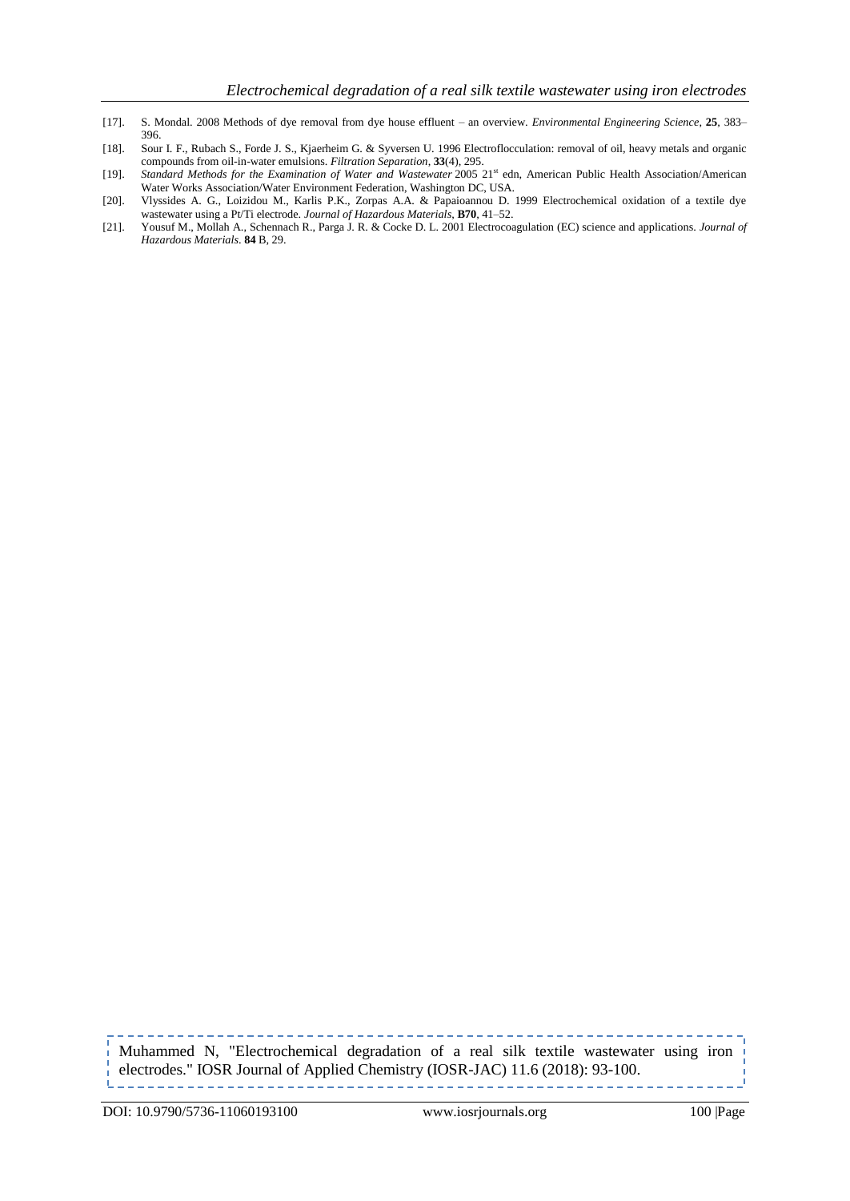[17]. S. Mondal. 2008 Methods of dye removal from dye house effluent – an overview. *Environmental Engineering Science*, **25**, 383–396.

[18]. Sour I. F., Rubach S., Forde J. S., Kjaerheim G. & Syversen U. 1996 Electroflocculation: removal of oil, heavy metals and organic compounds from oil-in-water emulsions. *Filtration Separation*, **33**(4), 295.

[19]. *Standard Methods for the Examination of Water and Wastewater* 2005 21st edn, American Public Health Association/American Water Works Association/Water Environment Federation, Washington DC, USA.

[20]. Vlyssides A. G., Loizidou M., Karlis P.K., Zorpas A.A. & Papaioannou D. 1999 Electrochemical oxidation of a textile dye wastewater using a Pt/Ti electrode. *Journal of Hazardous Materials*, **B70**, 41–52.

[21]. Yousuf M., Mollah A., Schennach R., Parga J. R. & Cocke D. L. 2001 Electrocoagulation (EC) science and applications. *Journal of Hazardous Materials*. **84** B, 29.

Muhammed N, "Electrochemical degradation of a real silk textile wastewater using iron electrodes." IOSR Journal of Applied Chemistry (IOSR-JAC) 11.6 (2018): 93-100.